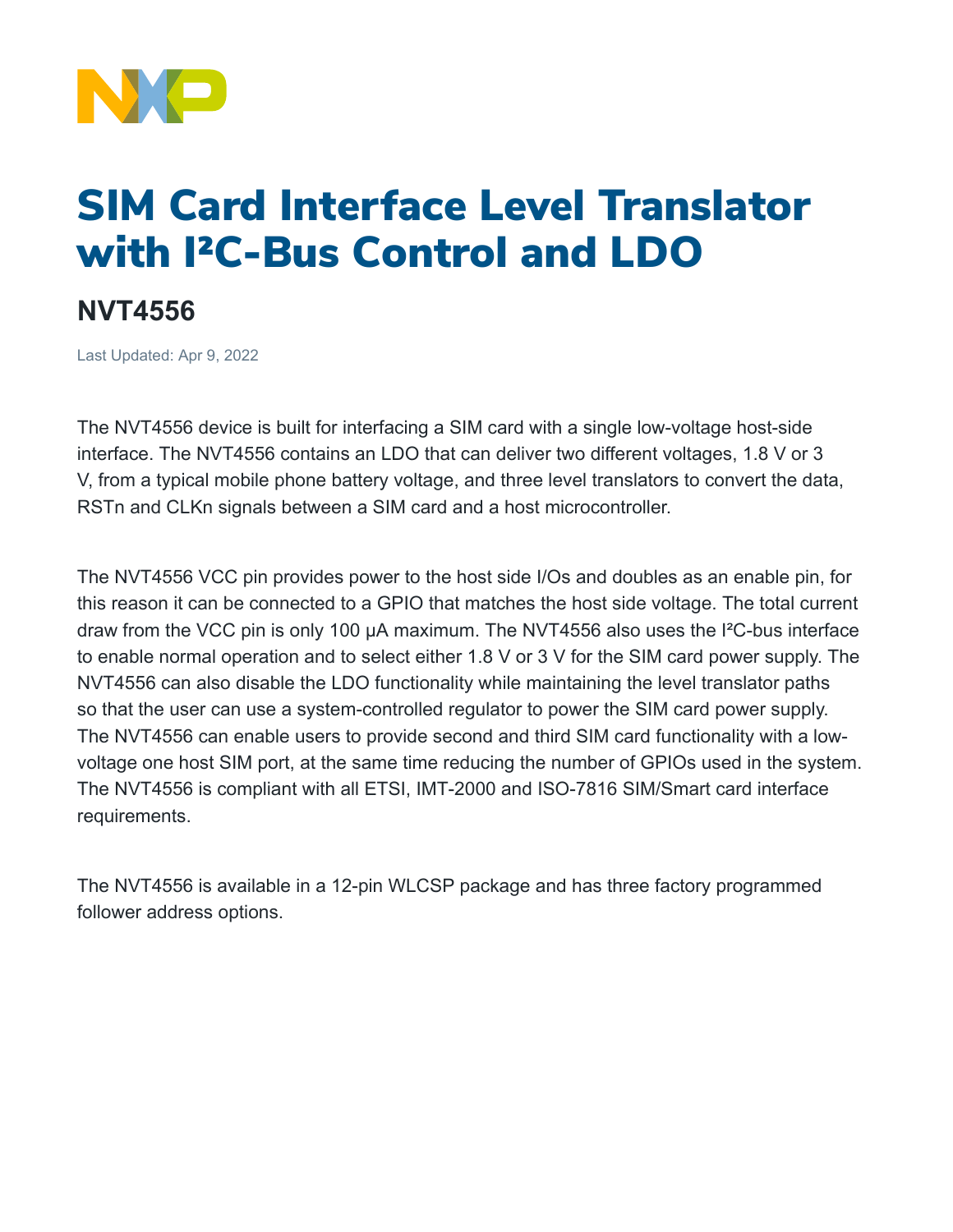# SIM Card Interface Level Translator with I²C-Bus Control and LDO

## NVT4556

Last Updated: Apr 9, 2022

The NVT4556 device is built for interfacing a SIM card with a single low-voltage host-side interface. The NVT4556 contains an LDO that can deliver two different voltages, 1.8 V or 3 V, from a typical mobile phone battery voltage, and three level translators to convert the data, RSTn and CLKn signals between a SIM card and a host microcontroller.

The NVT4556 VCC pin provides power to the host side I/Os and doubles as an enable pin, for this reason it can be connected to a GPIO that matches the host side voltage. The total current draw from the VCC pin is only 100 µA maximum. The NVT4556 also uses the I²C-bus interface to enable normal operation and to select either 1.8 V or 3 V for the SIM card power supply. The NVT4556 can also disable the LDO functionality while maintaining the level translator paths so that the user can use a system-controlled regulator to power the SIM card power supply. The NVT4556 can enable users to provide second and third SIM card functionality with a low-voltage one host SIM port, at the same time reducing the number of GPIOs used in the system. The NVT4556 is compliant with all ETSI, IMT-2000 and ISO-7816 SIM/Smart card interface requirements.

The NVT4556 is available in a 12-pin WLCSP package and has three factory programmed follower address options.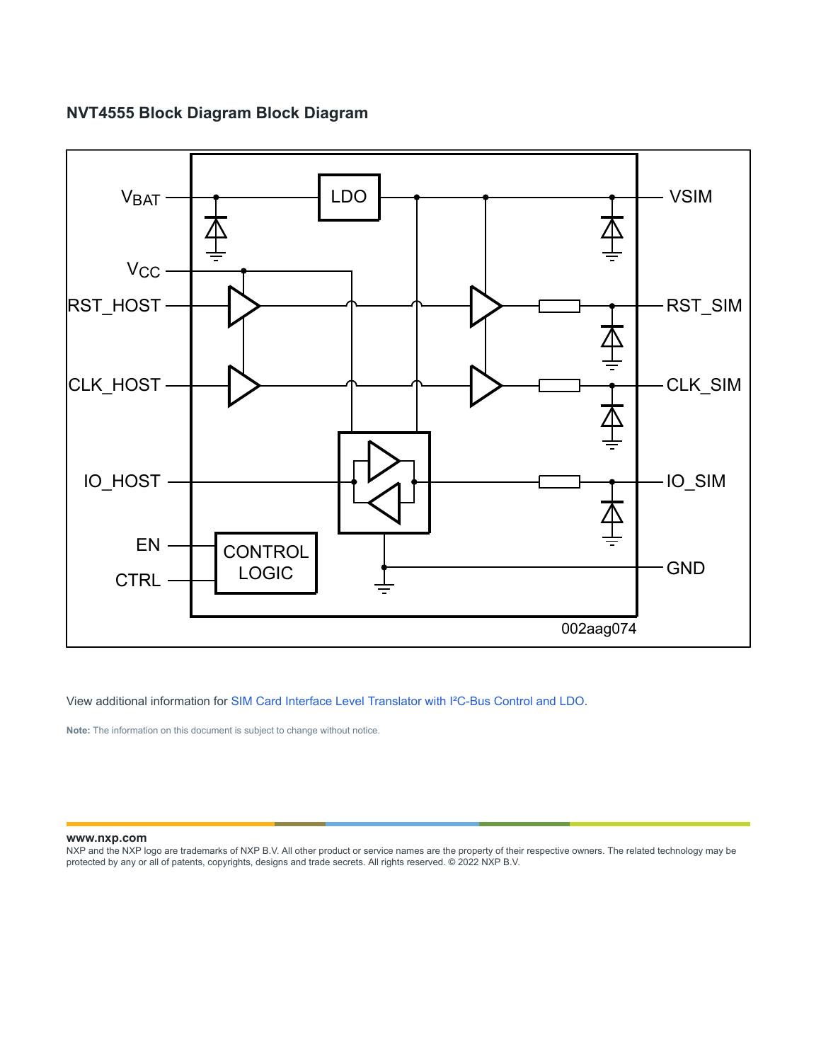## NVT4555 Block Diagram Block Diagram

$V_{BAT}$

$V_{CC}$

RST_HOST

CLK_HOST

IO_HOST

EN

CTRL

LDO

CONTROL LOGIC

VSIM

RST_SIM

CLK_SIM

IO_SIM

GND

002aag074

View additional information for SIM Card Interface Level Translator with I²C-Bus Control and LDO.

**Note:** The information on this document is subject to change without notice.

**www.nxp.com**

NXP and the NXP logo are trademarks of NXP B.V. All other product or service names are the property of their respective owners. The related technology may be protected by any or all of patents, copyrights, designs and trade secrets. All rights reserved. © 2022 NXP B.V.